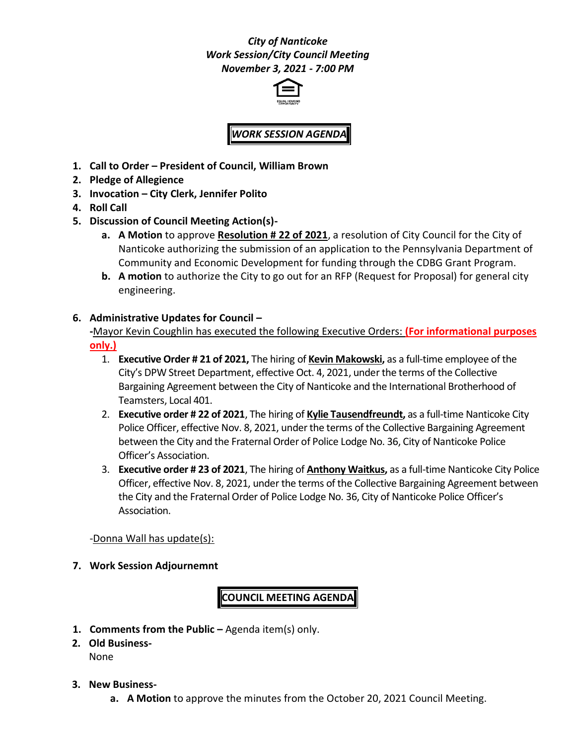***City of Nanticoke***
***Work Session/City Council Meeting***
***November 3, 2021 - 7:00 PM***

## ***WORK SESSION AGENDA***

1. **Call to Order – President of Council, William Brown**
2. **Pledge of Allegience**
3. **Invocation – City Clerk, Jennifer Polito**
4. **Roll Call**
5. **Discussion of Council Meeting Action(s)-**
   a. **A Motion** to approve **Resolution # 22 of 2021**, a resolution of City Council for the City of Nanticoke authorizing the submission of an application to the Pennsylvania Department of Community and Economic Development for funding through the CDBG Grant Program.
   b. **A motion** to authorize the City to go out for an RFP (Request for Proposal) for general city engineering.
6. **Administrative Updates for Council –**

   **-**Mayor Kevin Coughlin has executed the following Executive Orders: **(For informational purposes only.)**

   1. **Executive Order # 21 of 2021,** The hiring of **Kevin Makowski,** as a full-time employee of the City's DPW Street Department, effective Oct. 4, 2021, under the terms of the Collective Bargaining Agreement between the City of Nanticoke and the International Brotherhood of Teamsters, Local 401.
   2. **Executive order # 22 of 2021**, The hiring of **Kylie Tausendfreundt,** as a full-time Nanticoke City Police Officer, effective Nov. 8, 2021, under the terms of the Collective Bargaining Agreement between the City and the Fraternal Order of Police Lodge No. 36, City of Nanticoke Police Officer's Association.
   3. **Executive order # 23 of 2021**, The hiring of **Anthony Waitkus,** as a full-time Nanticoke City Police Officer, effective Nov. 8, 2021, under the terms of the Collective Bargaining Agreement between the City and the Fraternal Order of Police Lodge No. 36, City of Nanticoke Police Officer's Association.

   -Donna Wall has update(s):

7. **Work Session Adjournemnt**

## **COUNCIL MEETING AGENDA**

1. **Comments from the Public –** Agenda item(s) only.
2. **Old Business-**

   None

3. **New Business-**
   a. **A Motion** to approve the minutes from the October 20, 2021 Council Meeting.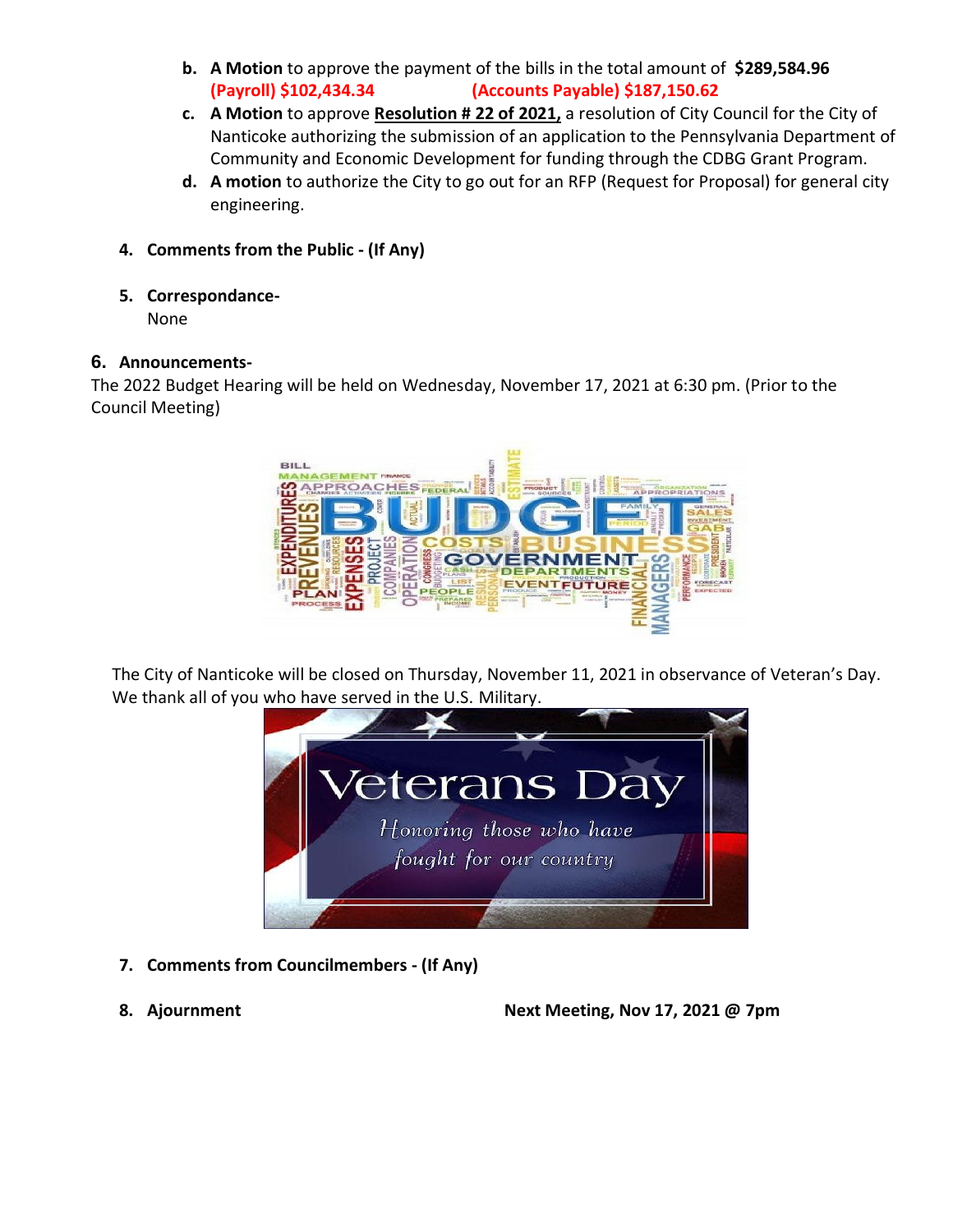b. **A Motion** to approve the payment of the bills in the total amount of **$289,584.96**
**(Payroll) $102,434.34** **(Accounts Payable) $187,150.62**

c. **A Motion** to approve **Resolution # 22 of 2021,** a resolution of City Council for the City of Nanticoke authorizing the submission of an application to the Pennsylvania Department of Community and Economic Development for funding through the CDBG Grant Program.

d. **A motion** to authorize the City to go out for an RFP (Request for Proposal) for general city engineering.

4. **Comments from the Public - (If Any)**

5. **Correspondance-**
None

6. **Announcements-**

The 2022 Budget Hearing will be held on Wednesday, November 17, 2021 at 6:30 pm. (Prior to the Council Meeting)

The City of Nanticoke will be closed on Thursday, November 11, 2021 in observance of Veteran's Day. We thank all of you who have served in the U.S. Military.

7. **Comments from Councilmembers - (If Any)**

8. **Ajournment** **Next Meeting, Nov 17, 2021 @ 7pm**